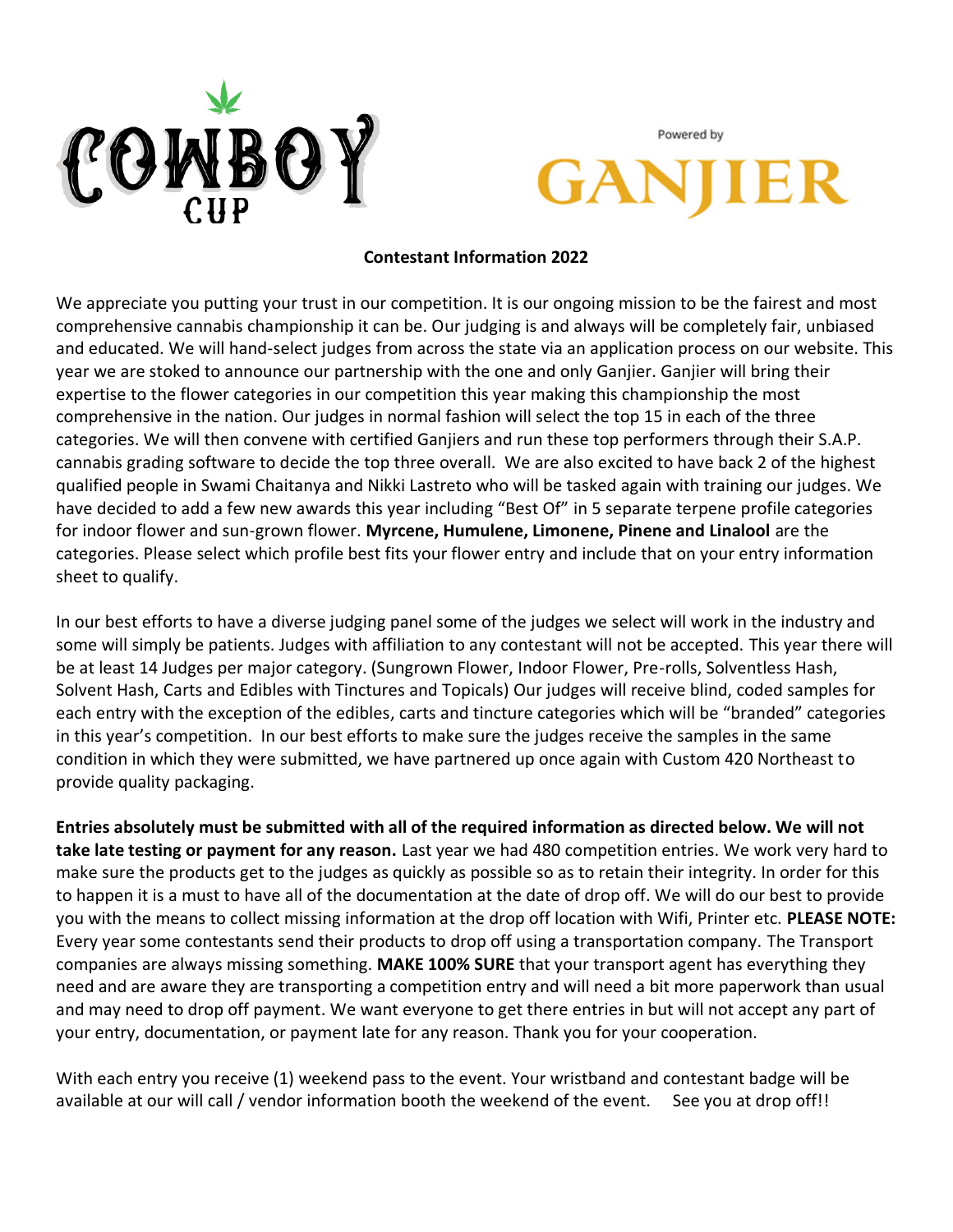COWBOY CUP

Powered by GANJIER

**Contestant Information 2022**

We appreciate you putting your trust in our competition. It is our ongoing mission to be the fairest and most comprehensive cannabis championship it can be. Our judging is and always will be completely fair, unbiased and educated. We will hand-select judges from across the state via an application process on our website. This year we are stoked to announce our partnership with the one and only Ganjier. Ganjier will bring their expertise to the flower categories in our competition this year making this championship the most comprehensive in the nation. Our judges in normal fashion will select the top 15 in each of the three categories. We will then convene with certified Ganjiers and run these top performers through their S.A.P. cannabis grading software to decide the top three overall. We are also excited to have back 2 of the highest qualified people in Swami Chaitanya and Nikki Lastreto who will be tasked again with training our judges. We have decided to add a few new awards this year including "Best Of" in 5 separate terpene profile categories for indoor flower and sun-grown flower. **Myrcene, Humulene, Limonene, Pinene and Linalool** are the categories. Please select which profile best fits your flower entry and include that on your entry information sheet to qualify.

In our best efforts to have a diverse judging panel some of the judges we select will work in the industry and some will simply be patients. Judges with affiliation to any contestant will not be accepted. This year there will be at least 14 Judges per major category. (Sungrown Flower, Indoor Flower, Pre-rolls, Solventless Hash, Solvent Hash, Carts and Edibles with Tinctures and Topicals) Our judges will receive blind, coded samples for each entry with the exception of the edibles, carts and tincture categories which will be "branded" categories in this year's competition. In our best efforts to make sure the judges receive the samples in the same condition in which they were submitted, we have partnered up once again with Custom 420 Northeast to provide quality packaging.

**Entries absolutely must be submitted with all of the required information as directed below. We will not take late testing or payment for any reason.** Last year we had 480 competition entries. We work very hard to make sure the products get to the judges as quickly as possible so as to retain their integrity. In order for this to happen it is a must to have all of the documentation at the date of drop off. We will do our best to provide you with the means to collect missing information at the drop off location with Wifi, Printer etc. **PLEASE NOTE:** Every year some contestants send their products to drop off using a transportation company. The Transport companies are always missing something. **MAKE 100% SURE** that your transport agent has everything they need and are aware they are transporting a competition entry and will need a bit more paperwork than usual and may need to drop off payment. We want everyone to get there entries in but will not accept any part of your entry, documentation, or payment late for any reason. Thank you for your cooperation.

With each entry you receive (1) weekend pass to the event. Your wristband and contestant badge will be available at our will call / vendor information booth the weekend of the event. See you at drop off!!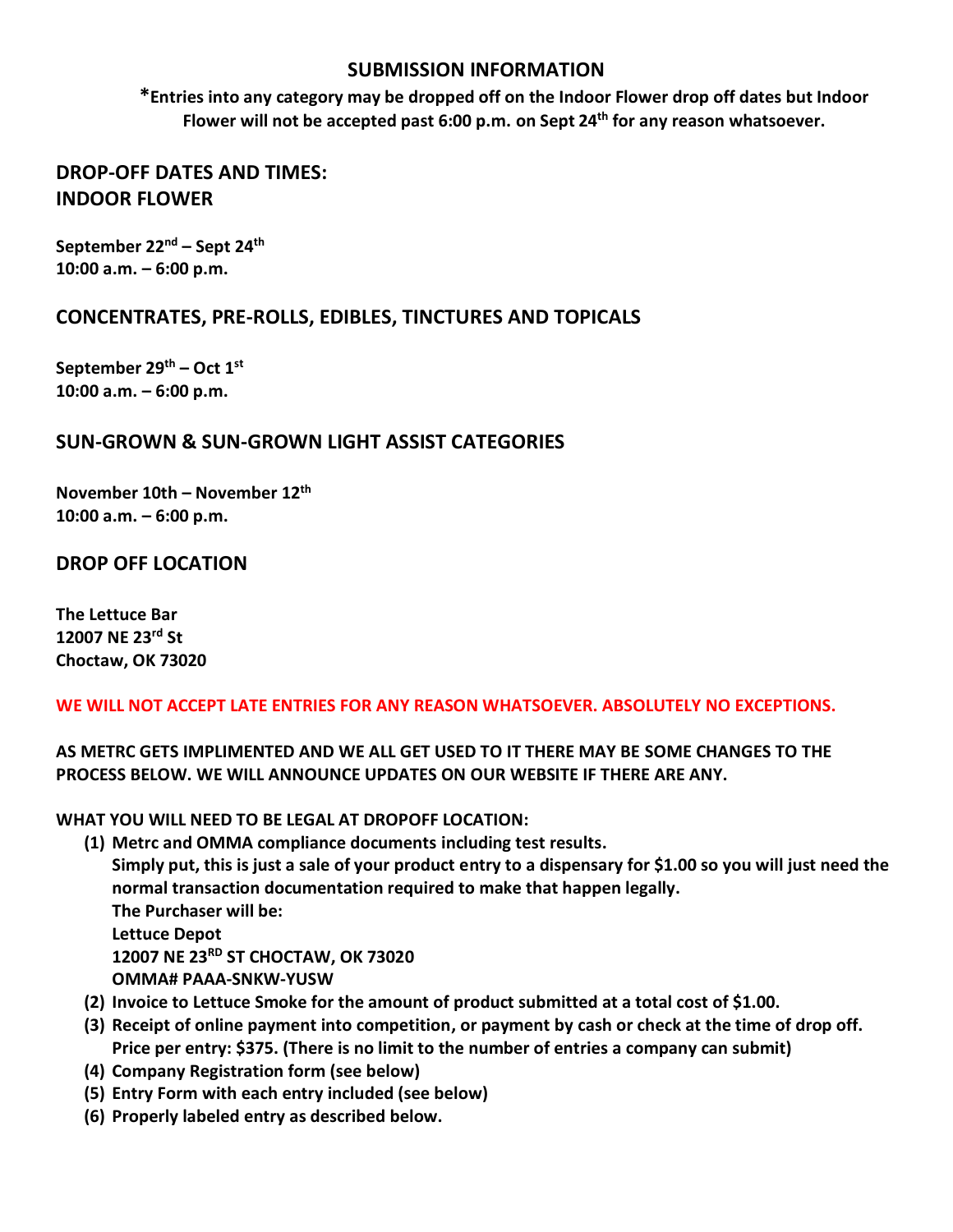## SUBMISSION INFORMATION

**\*Entries into any category may be dropped off on the Indoor Flower drop off dates but Indoor Flower will not be accepted past 6:00 p.m. on Sept 24th for any reason whatsoever.**

## DROP-OFF DATES AND TIMES:
## INDOOR FLOWER

**September 22nd – Sept 24th**
**10:00 a.m. – 6:00 p.m.**

## CONCENTRATES, PRE-ROLLS, EDIBLES, TINCTURES AND TOPICALS

**September 29th – Oct 1st**
**10:00 a.m. – 6:00 p.m.**

## SUN-GROWN & SUN-GROWN LIGHT ASSIST CATEGORIES

**November 10th – November 12th**
**10:00 a.m. – 6:00 p.m.**

## DROP OFF LOCATION

**The Lettuce Bar**
**12007 NE 23rd St**
**Choctaw, OK 73020**

**WE WILL NOT ACCEPT LATE ENTRIES FOR ANY REASON WHATSOEVER. ABSOLUTELY NO EXCEPTIONS.**

**AS METRC GETS IMPLIMENTED AND WE ALL GET USED TO IT THERE MAY BE SOME CHANGES TO THE PROCESS BELOW. WE WILL ANNOUNCE UPDATES ON OUR WEBSITE IF THERE ARE ANY.**

**WHAT YOU WILL NEED TO BE LEGAL AT DROPOFF LOCATION:**

1. **Metrc and OMMA compliance documents including test results.**
   **Simply put, this is just a sale of your product entry to a dispensary for $1.00 so you will just need the normal transaction documentation required to make that happen legally.**
   **The Purchaser will be:**
   **Lettuce Depot**
   **12007 NE 23RD ST CHOCTAW, OK 73020**
   **OMMA# PAAA-SNKW-YUSW**
2. **Invoice to Lettuce Smoke for the amount of product submitted at a total cost of $1.00.**
3. **Receipt of online payment into competition, or payment by cash or check at the time of drop off. Price per entry: $375. (There is no limit to the number of entries a company can submit)**
4. **Company Registration form (see below)**
5. **Entry Form with each entry included (see below)**
6. **Properly labeled entry as described below.**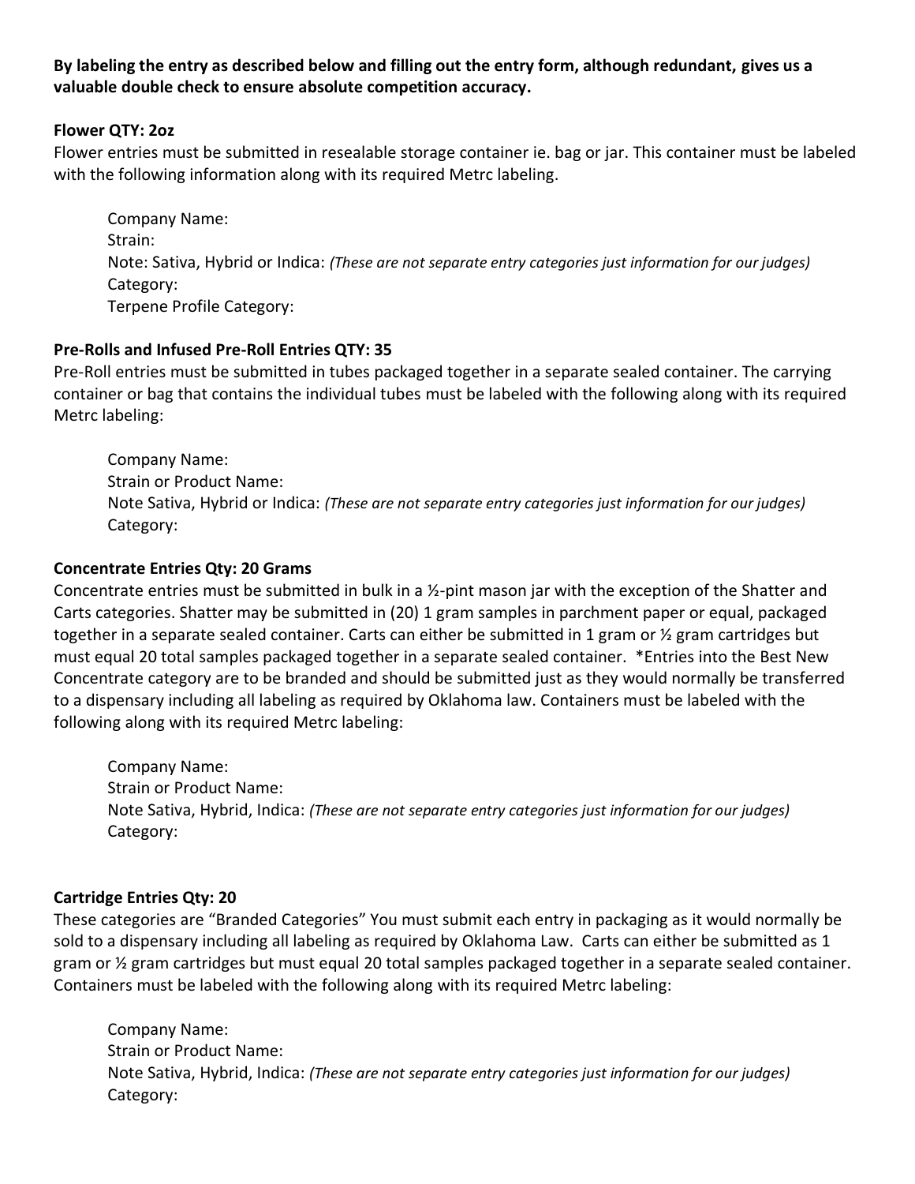**By labeling the entry as described below and filling out the entry form, although redundant, gives us a valuable double check to ensure absolute competition accuracy.**

**Flower QTY: 2oz**

Flower entries must be submitted in resealable storage container ie. bag or jar. This container must be labeled with the following information along with its required Metrc labeling.

Company Name:
Strain:
Note: Sativa, Hybrid or Indica: *(These are not separate entry categories just information for our judges)*
Category:
Terpene Profile Category:

**Pre-Rolls and Infused Pre-Roll Entries QTY: 35**

Pre-Roll entries must be submitted in tubes packaged together in a separate sealed container. The carrying container or bag that contains the individual tubes must be labeled with the following along with its required Metrc labeling:

Company Name:
Strain or Product Name:
Note Sativa, Hybrid or Indica: *(These are not separate entry categories just information for our judges)*
Category:

**Concentrate Entries Qty: 20 Grams**

Concentrate entries must be submitted in bulk in a ½-pint mason jar with the exception of the Shatter and Carts categories. Shatter may be submitted in (20) 1 gram samples in parchment paper or equal, packaged together in a separate sealed container. Carts can either be submitted in 1 gram or ½ gram cartridges but must equal 20 total samples packaged together in a separate sealed container. *Entries into the Best New Concentrate category are to be branded and should be submitted just as they would normally be transferred to a dispensary including all labeling as required by Oklahoma law. Containers must be labeled with the following along with its required Metrc labeling:

Company Name:
Strain or Product Name:
Note Sativa, Hybrid, Indica: *(These are not separate entry categories just information for our judges)*
Category:

**Cartridge Entries Qty: 20**

These categories are "Branded Categories" You must submit each entry in packaging as it would normally be sold to a dispensary including all labeling as required by Oklahoma Law. Carts can either be submitted as 1 gram or ½ gram cartridges but must equal 20 total samples packaged together in a separate sealed container. Containers must be labeled with the following along with its required Metrc labeling:

Company Name:
Strain or Product Name:
Note Sativa, Hybrid, Indica: *(These are not separate entry categories just information for our judges)*
Category: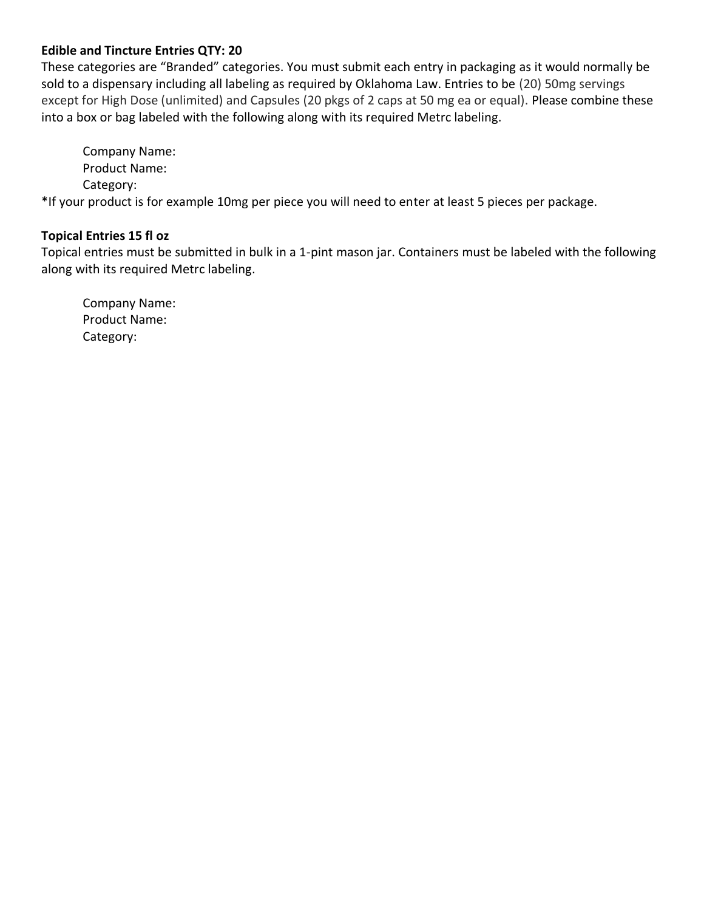**Edible and Tincture Entries QTY: 20**

These categories are "Branded" categories. You must submit each entry in packaging as it would normally be sold to a dispensary including all labeling as required by Oklahoma Law. Entries to be (20) 50mg servings except for High Dose (unlimited) and Capsules (20 pkgs of 2 caps at 50 mg ea or equal). Please combine these into a box or bag labeled with the following along with its required Metrc labeling.

Company Name:
Product Name:
Category:

*If your product is for example 10mg per piece you will need to enter at least 5 pieces per package.

**Topical Entries 15 fl oz**

Topical entries must be submitted in bulk in a 1-pint mason jar. Containers must be labeled with the following along with its required Metrc labeling.

Company Name:
Product Name:
Category: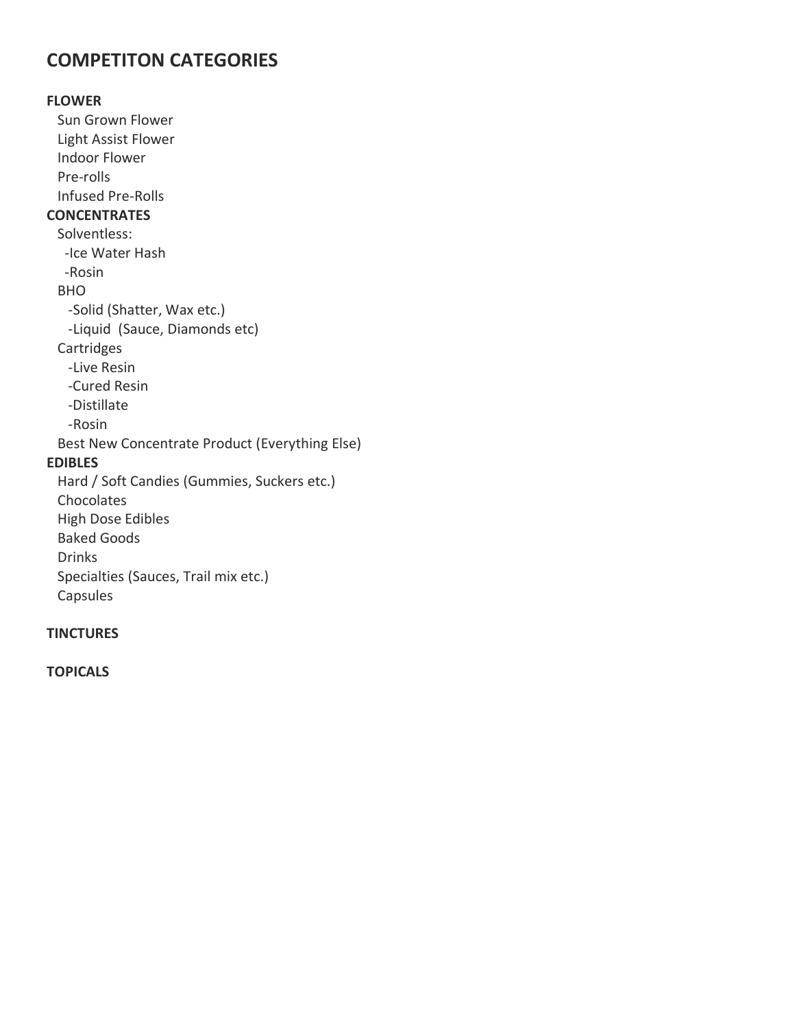# COMPETITON CATEGORIES

**FLOWER**

- Sun Grown Flower
- Light Assist Flower
- Indoor Flower
- Pre-rolls
- Infused Pre-Rolls

**CONCENTRATES**

- Solventless:
  - -Ice Water Hash
  - -Rosin
- BHO
  - -Solid (Shatter, Wax etc.)
  - -Liquid (Sauce, Diamonds etc)
- Cartridges
  - -Live Resin
  - -Cured Resin
  - -Distillate
  - -Rosin
- Best New Concentrate Product (Everything Else)

**EDIBLES**

- Hard / Soft Candies (Gummies, Suckers etc.)
- Chocolates
- High Dose Edibles
- Baked Goods
- Drinks
- Specialties (Sauces, Trail mix etc.)
- Capsules

**TINCTURES**

**TOPICALS**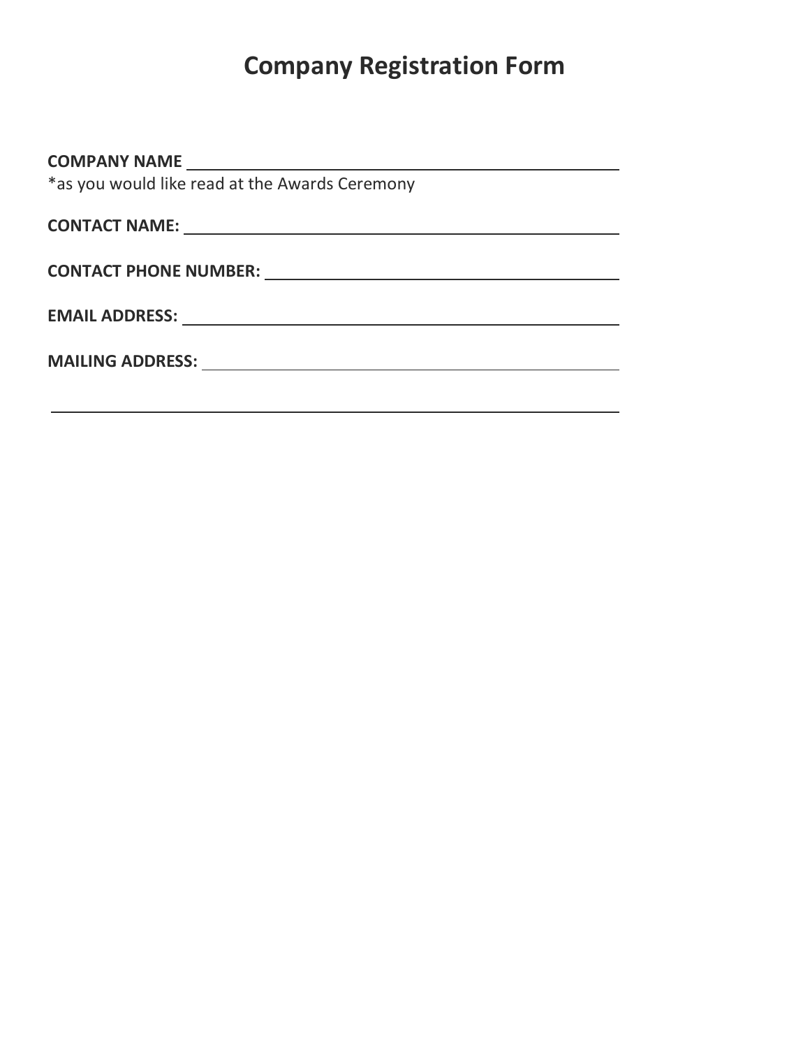# Company Registration Form

**COMPANY NAME** \_\_\_\_\_\_\_\_\_\_\_\_\_\_\_\_\_\_\_\_\_\_\_\_\_\_\_\_\_\_\_\_\_\_\_\_\_\_\_\_\_\_\_\_
*as you would like read at the Awards Ceremony

**CONTACT NAME:** \_\_\_\_\_\_\_\_\_\_\_\_\_\_\_\_\_\_\_\_\_\_\_\_\_\_\_\_\_\_\_\_\_\_\_\_\_\_\_\_\_\_\_\_

**CONTACT PHONE NUMBER:** \_\_\_\_\_\_\_\_\_\_\_\_\_\_\_\_\_\_\_\_\_\_\_\_\_\_\_\_\_\_\_\_\_\_\_\_

**EMAIL ADDRESS:** \_\_\_\_\_\_\_\_\_\_\_\_\_\_\_\_\_\_\_\_\_\_\_\_\_\_\_\_\_\_\_\_\_\_\_\_\_\_\_\_\_\_\_\_

**MAILING ADDRESS:** \_\_\_\_\_\_\_\_\_\_\_\_\_\_\_\_\_\_\_\_\_\_\_\_\_\_\_\_\_\_\_\_\_\_\_\_\_\_\_\_\_\_

\_\_\_\_\_\_\_\_\_\_\_\_\_\_\_\_\_\_\_\_\_\_\_\_\_\_\_\_\_\_\_\_\_\_\_\_\_\_\_\_\_\_\_\_\_\_\_\_\_\_\_\_\_\_\_\_\_\_\_\_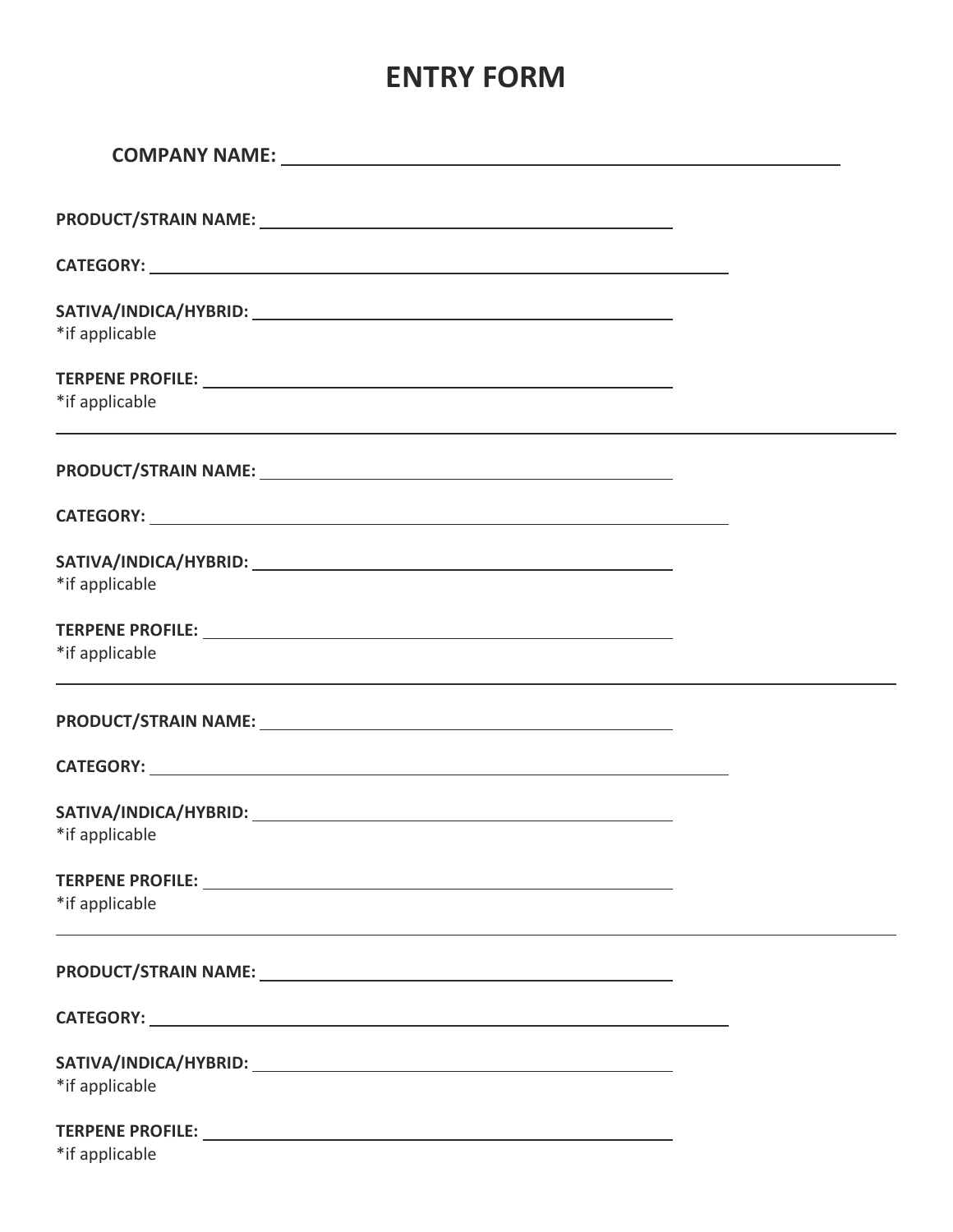# ENTRY FORM

**COMPANY NAME:** ______________________________________________

**PRODUCT/STRAIN NAME:** ____________________________________

**CATEGORY:** ____________________________________________

**SATIVA/INDICA/HYBRID:** ____________________________________
*if applicable

**TERPENE PROFILE:** _______________________________________
*if applicable

---

**PRODUCT/STRAIN NAME:** ____________________________________

**CATEGORY:** ____________________________________________

**SATIVA/INDICA/HYBRID:** ____________________________________
*if applicable

**TERPENE PROFILE:** _______________________________________
*if applicable

---

**PRODUCT/STRAIN NAME:** ____________________________________

**CATEGORY:** ____________________________________________

**SATIVA/INDICA/HYBRID:** ____________________________________
*if applicable

**TERPENE PROFILE:** _______________________________________
*if applicable

---

**PRODUCT/STRAIN NAME:** ____________________________________

**CATEGORY:** ____________________________________________

**SATIVA/INDICA/HYBRID:** ____________________________________
*if applicable

**TERPENE PROFILE:** _______________________________________
*if applicable